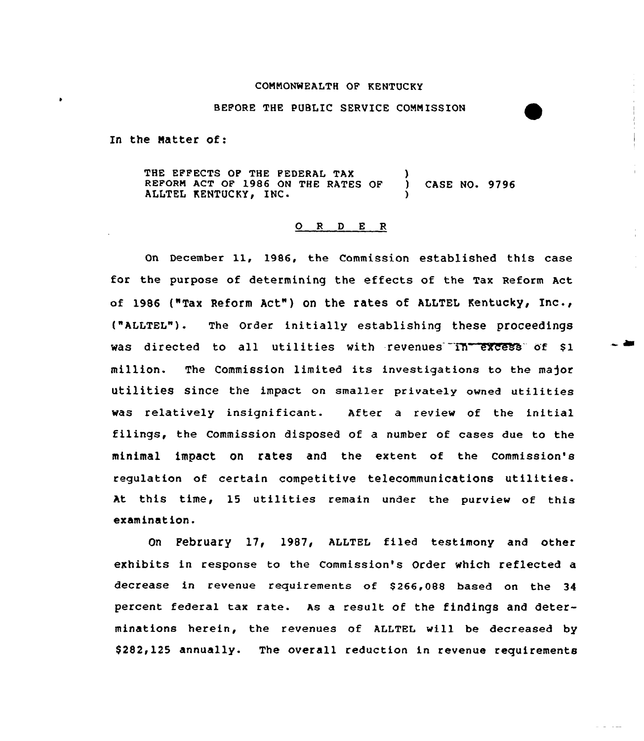COMMONWEALTH OF KENTUCKY

BEFORE THE PUBLIC SERVICE COMMISSION

In the Matter of:

| | | |
|---|---|---|
| THE EFFECTS OF THE FEDERAL TAX REFORM ACT OF 1986 ON THE RATES OF ALLTEL KENTUCKY, INC. | ) ) ) | CASE NO. 9796 |

O R D E R

On December 11, 1986, the Commission established this case for the purpose of determining the effects of the Tax Reform Act of 1986 ("Tax Reform Act") on the rates of ALLTEL Kentucky, Inc., ("ALLTEL"). The Order initially establishing these proceedings was directed to all utilities with revenues in excess of $1 million. The Commission limited its investigations to the major utilities since the impact on smaller privately owned utilities was relatively insignificant. After a review of the initial filings, the Commission disposed of a number of cases due to the minimal impact on rates and the extent of the Commission's regulation of certain competitive telecommunications utilities. At this time, 15 utilities remain under the purview of this examination.

On February 17, 1987, ALLTEL filed testimony and other exhibits in response to the Commission's Order which reflected a decrease in revenue requirements of $266,088 based on the 34 percent federal tax rate. As a result of the findings and determinations herein, the revenues of ALLTEL will be decreased by $282,125 annually. The overall reduction in revenue requirements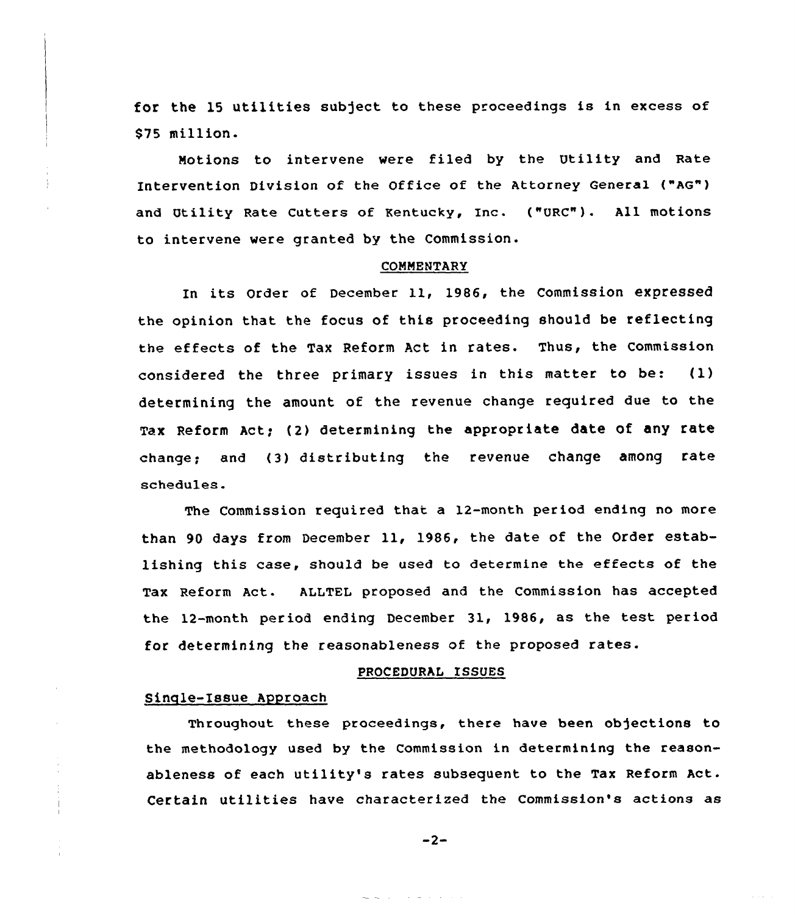for the 15 utilities subject to these proceedings is in excess of $75 million.

Motions to intervene were filed by the Utility and Rate Intervention Division of the Office of the Attorney General ("AG") and Utility Rate Cutters of Kentucky, Inc. ("URC"). All motions to intervene were granted by the Commission.

## COMMENTARY

In its Order of December 11, 1986, the Commission expressed the opinion that the focus of this proceeding should be reflecting the effects of the Tax Reform Act in rates. Thus, the Commission considered the three primary issues in this matter to be: (1) determining the amount of the revenue change required due to the Tax Reform Act; (2) determining the appropriate date of any rate change; and (3) distributing the revenue change among rate schedules.

The Commission required that a 12-month period ending no more than 90 days from December 11, 1986, the date of the Order establishing this case, should be used to determine the effects of the Tax Reform Act. ALLTEL proposed and the Commission has accepted the 12-month period ending December 31, 1986, as the test period for determining the reasonableness of the proposed rates.

## PROCEDURAL ISSUES

### Single-Issue Approach

Throughout these proceedings, there have been objections to the methodology used by the Commission in determining the reasonableness of each utility's rates subsequent to the Tax Reform Act. Certain utilities have characterized the Commission's actions as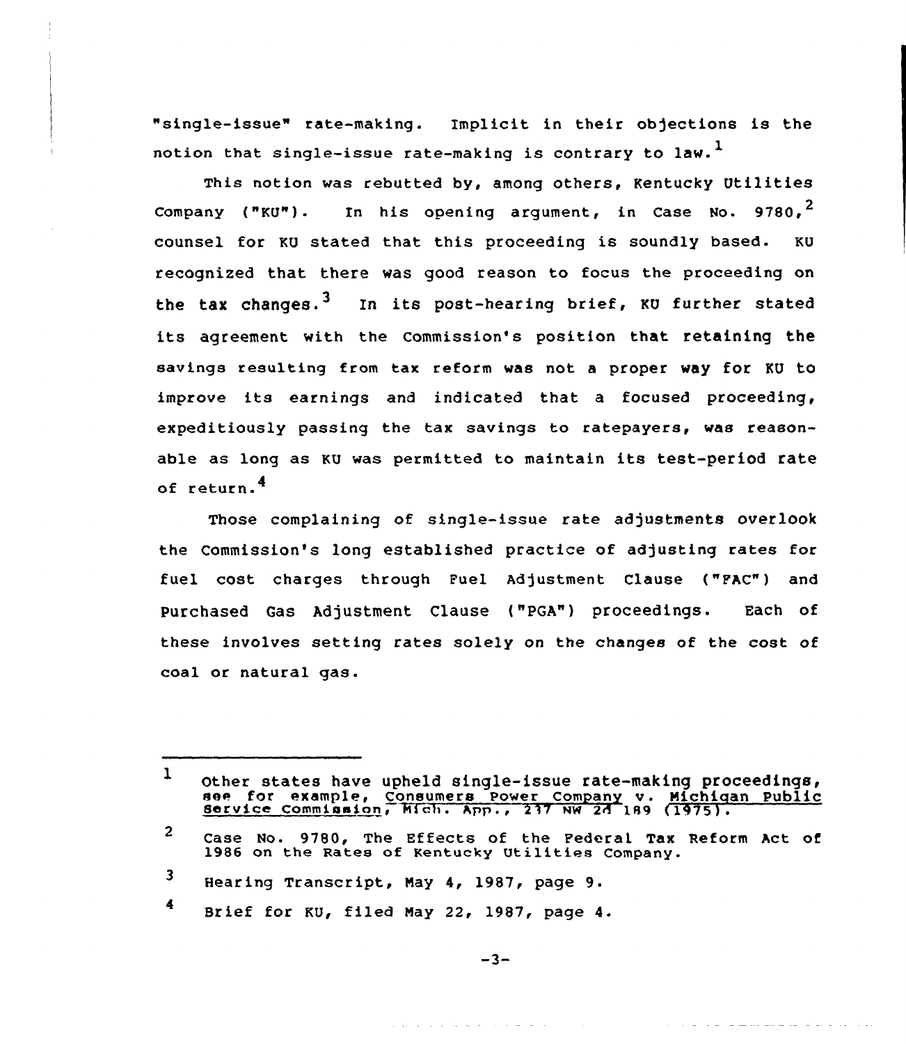"single-issue" rate-making. Implicit in their objections is the notion that single-issue rate-making is contrary to law.[1]

This notion was rebutted by, among others, Kentucky Utilities Company ("KU"). In his opening argument, in Case No. 9780,[2] counsel for KU stated that this proceeding is soundly based. KU recognized that there was good reason to focus the proceeding on the tax changes.[3] In its post-hearing brief, KU further stated its agreement with the Commission's position that retaining the savings resulting from tax reform was not a proper way for KU to improve its earnings and indicated that a focused proceeding, expeditiously passing the tax savings to ratepayers, was reasonable as long as KU was permitted to maintain its test-period rate of return.[4]

Those complaining of single-issue rate adjustments overlook the Commission's long established practice of adjusting rates for fuel cost charges through Fuel Adjustment Clause ("FAC") and Purchased Gas Adjustment Clause ("PGA") proceedings. Each of these involves setting rates solely on the changes of the cost of coal or natural gas.

---

[1] Other states have upheld single-issue rate-making proceedings, see for example, Consumers Power Company v. Michigan Public Service Commission, Mich. App., 237 NW 2d 189 (1975).

[2] Case No. 9780, The Effects of the Federal Tax Reform Act of 1986 on the Rates of Kentucky Utilities Company.

[3] Hearing Transcript, May 4, 1987, page 9.

[4] Brief for KU, filed May 22, 1987, page 4.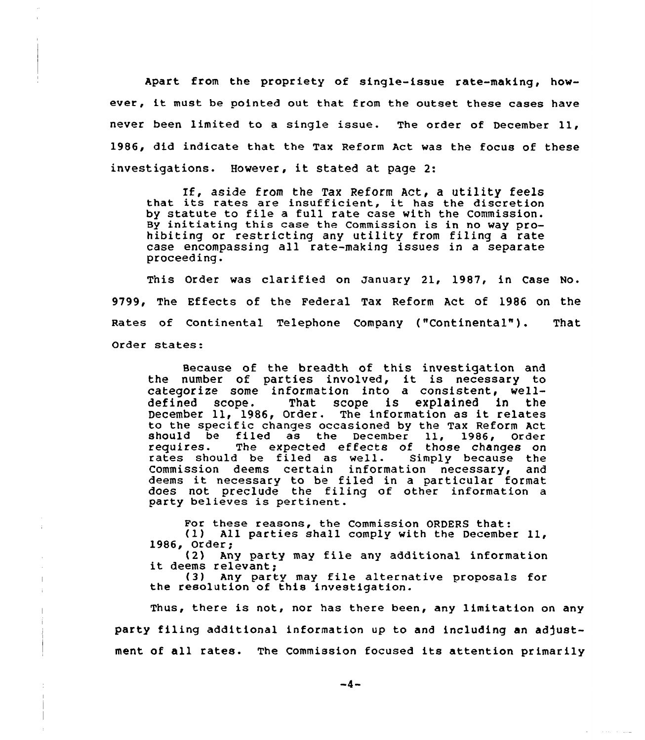Apart from the propriety of single-issue rate-making, however, it must be pointed out that from the outset these cases have never been limited to a single issue. The order of December 11, 1986, did indicate that the Tax Reform Act was the focus of these investigations. However, it stated at page 2:

> If, aside from the Tax Reform Act, a utility feels that its rates are insufficient, it has the discretion by statute to file a full rate case with the Commission. By initiating this case the Commission is in no way prohibiting or restricting any utility from filing a rate case encompassing all rate-making issues in a separate proceeding.

This Order was clarified on January 21, 1987, in Case No. 9799, The Effects of the Federal Tax Reform Act of 1986 on the Rates of Continental Telephone Company ("Continental"). That Order states:

> Because of the breadth of this investigation and the number of parties involved, it is necessary to categorize some information into a consistent, well-defined scope. That scope is explained in the December 11, 1986, Order. The information as it relates to the specific changes occasioned by the Tax Reform Act should be filed as the December 11, 1986, Order requires. The expected effects of those changes on rates should be filed as well. Simply because the Commission deems certain information necessary, and deems it necessary to be filed in a particular format does not preclude the filing of other information a party believes is pertinent.
>
> For these reasons, the Commission ORDERS that:
>
> (1) All parties shall comply with the December 11, 1986, Order;
>
> (2) Any party may file any additional information it deems relevant;
>
> (3) Any party may file alternative proposals for the resolution of this investigation.

Thus, there is not, nor has there been, any limitation on any party filing additional information up to and including an adjustment of all rates. The Commission focused its attention primarily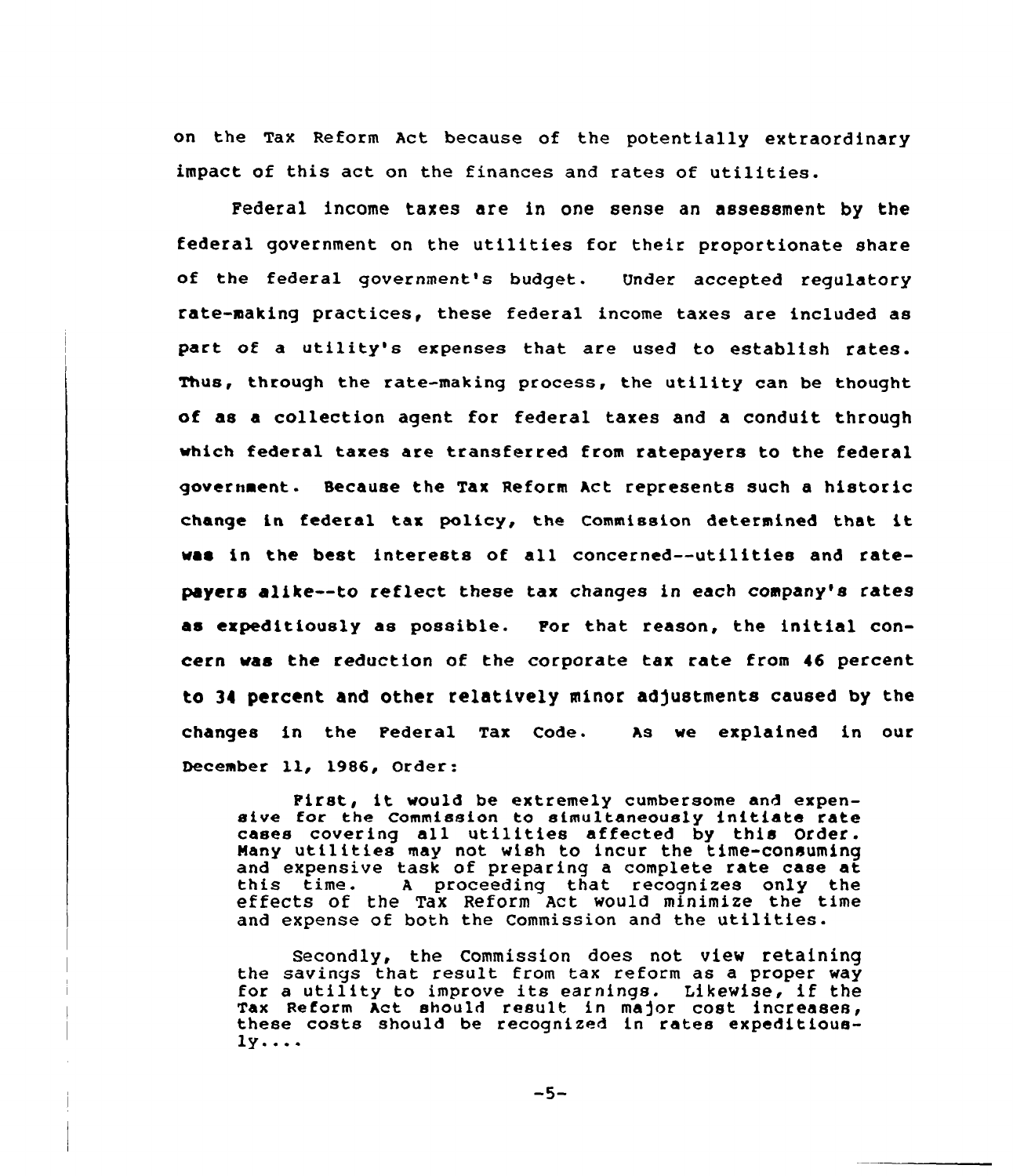on the Tax Reform Act because of the potentially extraordinary impact of this act on the finances and rates of utilities.

Federal income taxes are in one sense an assessment by the federal government on the utilities for their proportionate share of the federal government's budget. Under accepted regulatory rate-making practices, these federal income taxes are included as part of a utility's expenses that are used to establish rates. Thus, through the rate-making process, the utility can be thought of as a collection agent for federal taxes and a conduit through which federal taxes are transferred from ratepayers to the federal government. Because the Tax Reform Act represents such a historic change in federal tax policy, the Commission determined that it was in the best interests of all concerned--utilities and ratepayers alike--to reflect these tax changes in each company's rates as expeditiously as possible. For that reason, the initial concern was the reduction of the corporate tax rate from 46 percent to 34 percent and other relatively minor adjustments caused by the changes in the Federal Tax Code. As we explained in our December 11, 1986, Order:

> First, it would be extremely cumbersome and expensive for the Commission to simultaneously initiate rate cases covering all utilities affected by this Order. Many utilities may not wish to incur the time-consuming and expensive task of preparing a complete rate case at this time. A proceeding that recognizes only the effects of the Tax Reform Act would minimize the time and expense of both the Commission and the utilities.
>
> Secondly, the Commission does not view retaining the savings that result from tax reform as a proper way for a utility to improve its earnings. Likewise, if the Tax Reform Act should result in major cost increases, these costs should be recognized in rates expeditiously....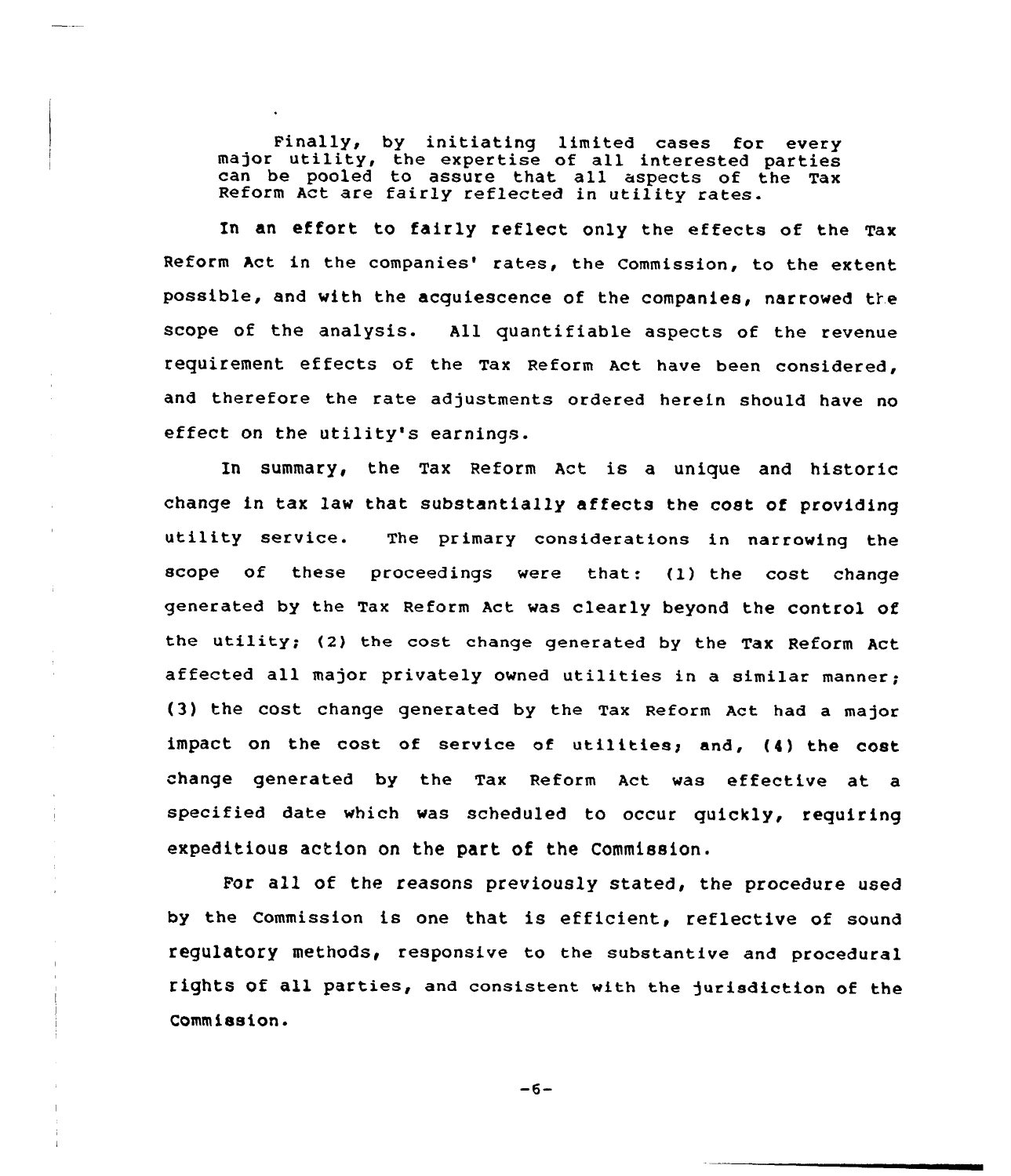> Finally, by initiating limited cases for every major utility, the expertise of all interested parties can be pooled to assure that all aspects of the Tax Reform Act are fairly reflected in utility rates.

In an effort to fairly reflect only the effects of the Tax Reform Act in the companies' rates, the Commission, to the extent possible, and with the acquiescence of the companies, narrowed the scope of the analysis. All quantifiable aspects of the revenue requirement effects of the Tax Reform Act have been considered, and therefore the rate adjustments ordered herein should have no effect on the utility's earnings.

In summary, the Tax Reform Act is a unique and historic change in tax law that substantially affects the cost of providing utility service. The primary considerations in narrowing the scope of these proceedings were that: (1) the cost change generated by the Tax Reform Act was clearly beyond the control of the utility; (2) the cost change generated by the Tax Reform Act affected all major privately owned utilities in a similar manner; (3) the cost change generated by the Tax Reform Act had a major impact on the cost of service of utilities; and, (4) the cost change generated by the Tax Reform Act was effective at a specified date which was scheduled to occur quickly, requiring expeditious action on the part of the Commission.

For all of the reasons previously stated, the procedure used by the Commission is one that is efficient, reflective of sound regulatory methods, responsive to the substantive and procedural rights of all parties, and consistent with the jurisdiction of the Commission.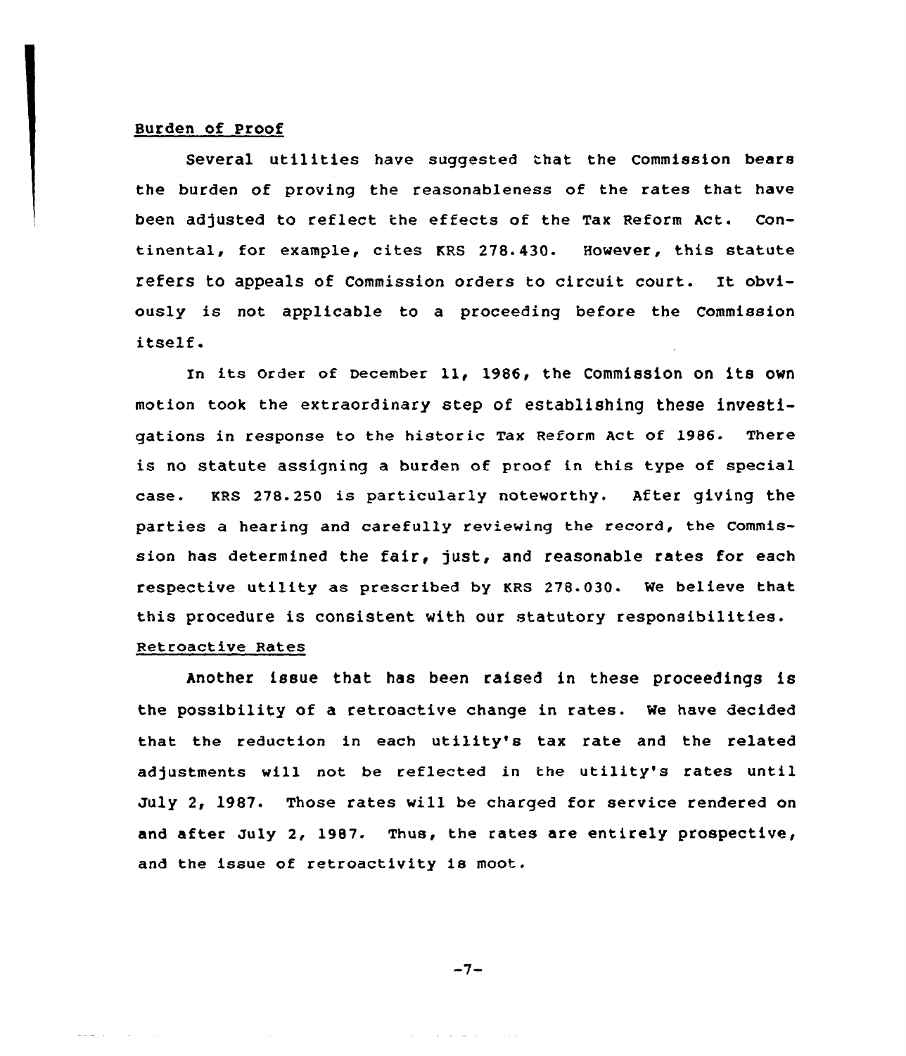## Burden of Proof

Several utilities have suggested that the Commission bears the burden of proving the reasonableness of the rates that have been adjusted to reflect the effects of the Tax Reform Act. Continental, for example, cites KRS 278.430. However, this statute refers to appeals of Commission orders to circuit court. It obviously is not applicable to a proceeding before the Commission itself.

In its Order of December 11, 1986, the Commission on its own motion took the extraordinary step of establishing these investigations in response to the historic Tax Reform Act of 1986. There is no statute assigning a burden of proof in this type of special case. KRS 278.250 is particularly noteworthy. After giving the parties a hearing and carefully reviewing the record, the Commission has determined the fair, just, and reasonable rates for each respective utility as prescribed by KRS 278.030. We believe that this procedure is consistent with our statutory responsibilities.

## Retroactive Rates

Another issue that has been raised in these proceedings is the possibility of a retroactive change in rates. We have decided that the reduction in each utility's tax rate and the related adjustments will not be reflected in the utility's rates until July 2, 1987. Those rates will be charged for service rendered on and after July 2, 1987. Thus, the rates are entirely prospective, and the issue of retroactivity is moot.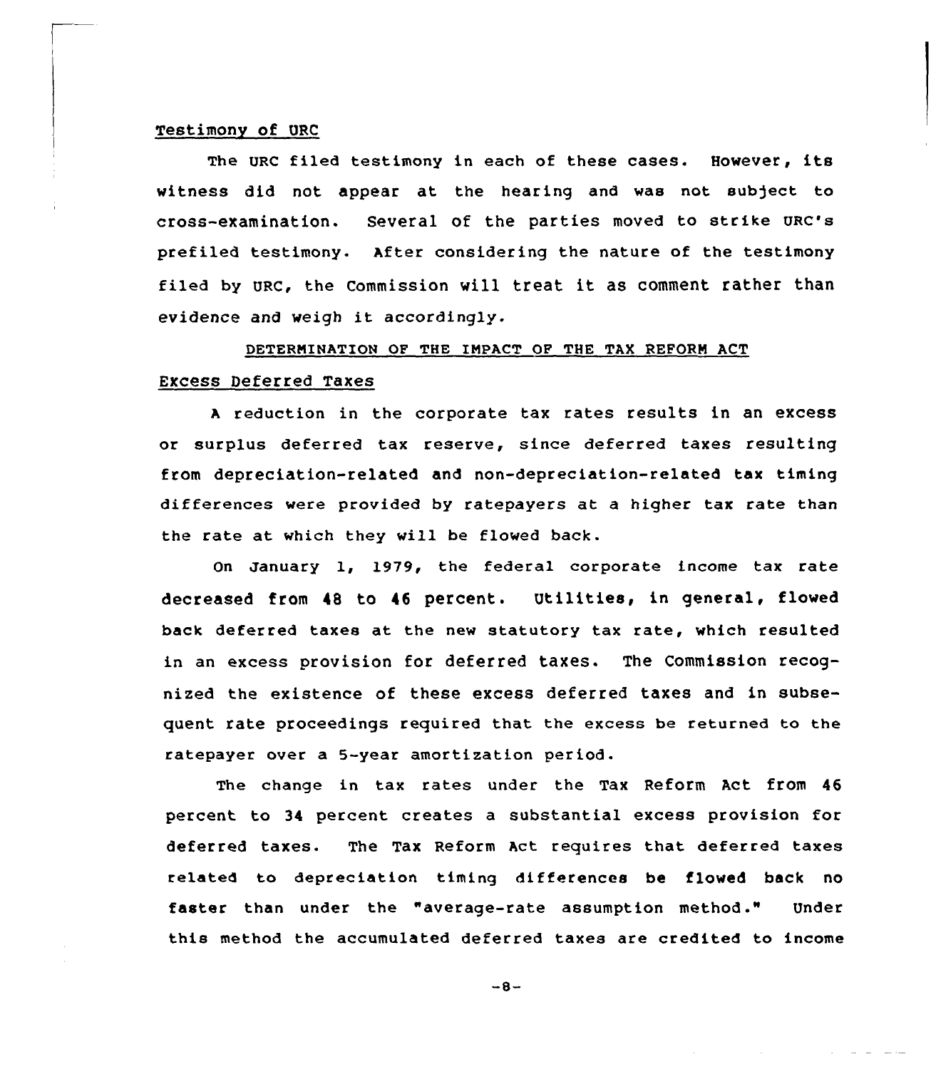Testimony of URC

The URC filed testimony in each of these cases. However, its witness did not appear at the hearing and was not subject to cross-examination. Several of the parties moved to strike URC's prefiled testimony. After considering the nature of the testimony filed by URC, the Commission will treat it as comment rather than evidence and weigh it accordingly.

## DETERMINATION OF THE IMPACT OF THE TAX REFORM ACT

Excess Deferred Taxes

A reduction in the corporate tax rates results in an excess or surplus deferred tax reserve, since deferred taxes resulting from depreciation-related and non-depreciation-related tax timing differences were provided by ratepayers at a higher tax rate than the rate at which they will be flowed back.

On January 1, 1979, the federal corporate income tax rate decreased from 48 to 46 percent. Utilities, in general, flowed back deferred taxes at the new statutory tax rate, which resulted in an excess provision for deferred taxes. The Commission recognized the existence of these excess deferred taxes and in subsequent rate proceedings required that the excess be returned to the ratepayer over a 5-year amortization period.

The change in tax rates under the Tax Reform Act from 46 percent to 34 percent creates a substantial excess provision for deferred taxes. The Tax Reform Act requires that deferred taxes related to depreciation timing differences be flowed back no faster than under the "average-rate assumption method." Under this method the accumulated deferred taxes are credited to income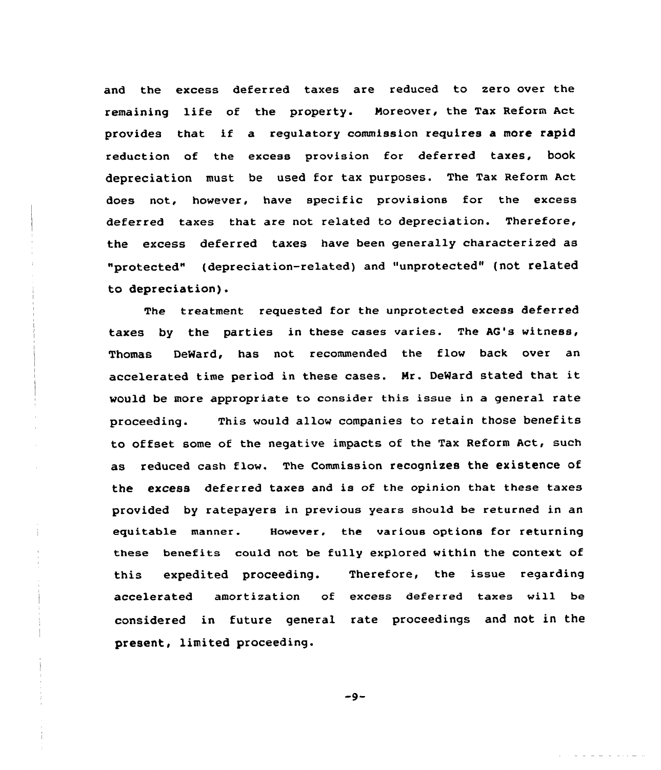and the excess deferred taxes are reduced to zero over the remaining life of the property. Moreover, the Tax Reform Act provides that if a regulatory commission requires a more rapid reduction of the excess provision for deferred taxes, book depreciation must be used for tax purposes. The Tax Reform Act does not, however, have specific provisions for the excess deferred taxes that are not related to depreciation. Therefore, the excess deferred taxes have been generally characterized as "protected" (depreciation-related) and "unprotected" (not related to depreciation).

The treatment requested for the unprotected excess deferred taxes by the parties in these cases varies. The AG's witness, Thomas DeWard, has not recommended the flow back over an accelerated time period in these cases. Mr. DeWard stated that it would be more appropriate to consider this issue in a general rate proceeding. This would allow companies to retain those benefits to offset some of the negative impacts of the Tax Reform Act, such as reduced cash flow. The Commission recognizes the existence of the excess deferred taxes and is of the opinion that these taxes provided by ratepayers in previous years should be returned in an equitable manner. However, the various options for returning these benefits could not be fully explored within the context of this expedited proceeding. Therefore, the issue regarding accelerated amortization of excess deferred taxes will be considered in future general rate proceedings and not in the present, limited proceeding.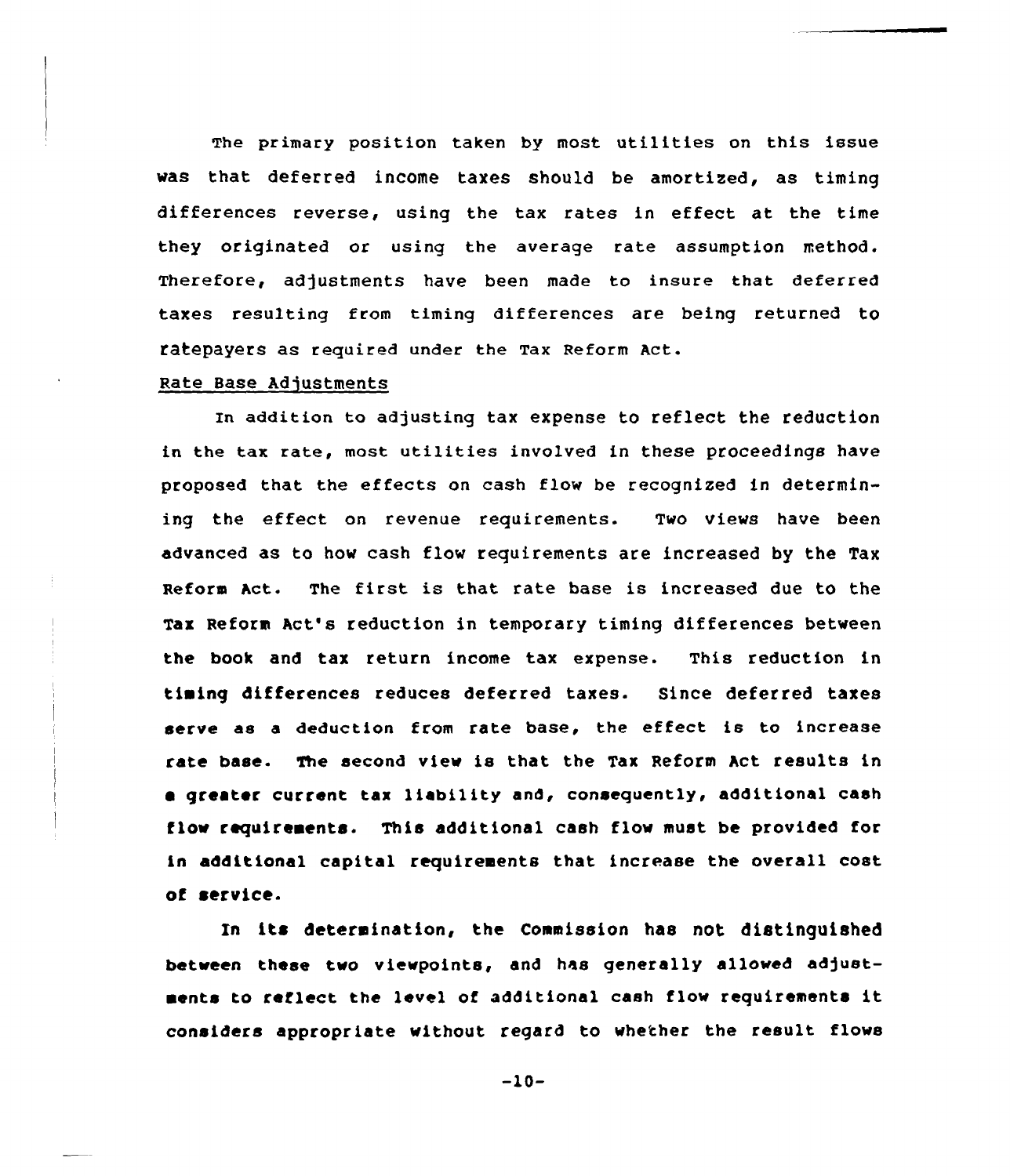The primary position taken by most utilities on this issue was that deferred income taxes should be amortized, as timing differences reverse, using the tax rates in effect at the time they originated or using the average rate assumption method. Therefore, adjustments have been made to insure that deferred taxes resulting from timing differences are being returned to ratepayers as required under the Tax Reform Act.

Rate Base Adjustments

In addition to adjusting tax expense to reflect the reduction in the tax rate, most utilities involved in these proceedings have proposed that the effects on cash flow be recognized in determining the effect on revenue requirements. Two views have been advanced as to how cash flow requirements are increased by the Tax Reform Act. The first is that rate base is increased due to the Tax Reform Act's reduction in temporary timing differences between the book and tax return income tax expense. This reduction in timing differences reduces deferred taxes. Since deferred taxes serve as a deduction from rate base, the effect is to increase rate base. The second view is that the Tax Reform Act results in a greater current tax liability and, consequently, additional cash flow requirements. This additional cash flow must be provided for in additional capital requirements that increase the overall cost of service.

In its determination, the Commission has not distinguished between these two viewpoints, and has generally allowed adjustments to reflect the level of additional cash flow requirements it considers appropriate without regard to whether the result flows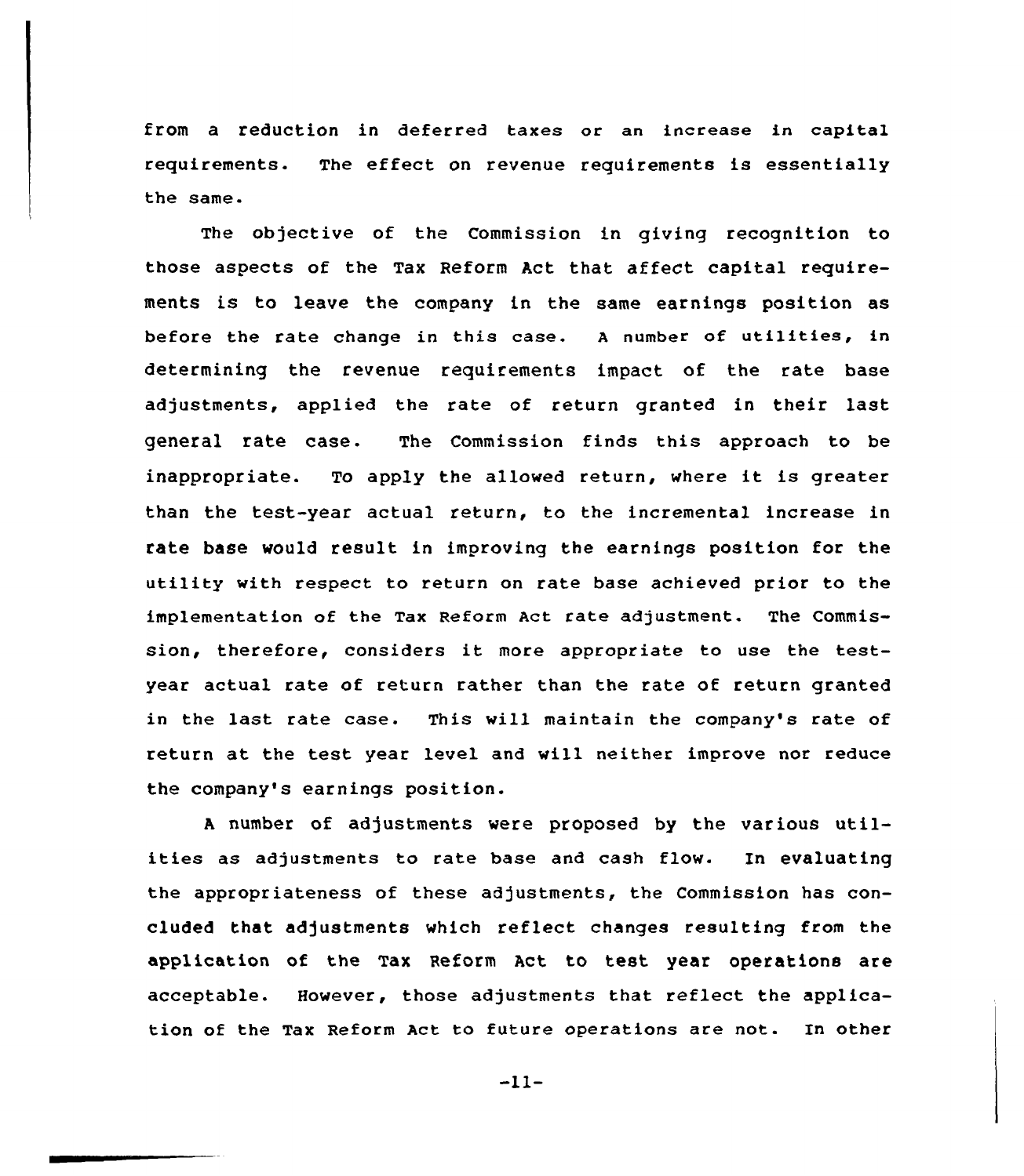from a reduction in deferred taxes or an increase in capital requirements. The effect on revenue requirements is essentially the same.

The objective of the Commission in giving recognition to those aspects of the Tax Reform Act that affect capital requirements is to leave the company in the same earnings position as before the rate change in this case. A number of utilities, in determining the revenue requirements impact of the rate base adjustments, applied the rate of return granted in their last general rate case. The Commission finds this approach to be inappropriate. To apply the allowed return, where it is greater than the test-year actual return, to the incremental increase in rate base would result in improving the earnings position for the utility with respect to return on rate base achieved prior to the implementation of the Tax Reform Act rate adjustment. The Commission, therefore, considers it more appropriate to use the test-year actual rate of return rather than the rate of return granted in the last rate case. This will maintain the company's rate of return at the test year level and will neither improve nor reduce the company's earnings position.

A number of adjustments were proposed by the various utilities as adjustments to rate base and cash flow. In evaluating the appropriateness of these adjustments, the Commission has concluded that adjustments which reflect changes resulting from the application of the Tax Reform Act to test year operations are acceptable. However, those adjustments that reflect the application of the Tax Reform Act to future operations are not. In other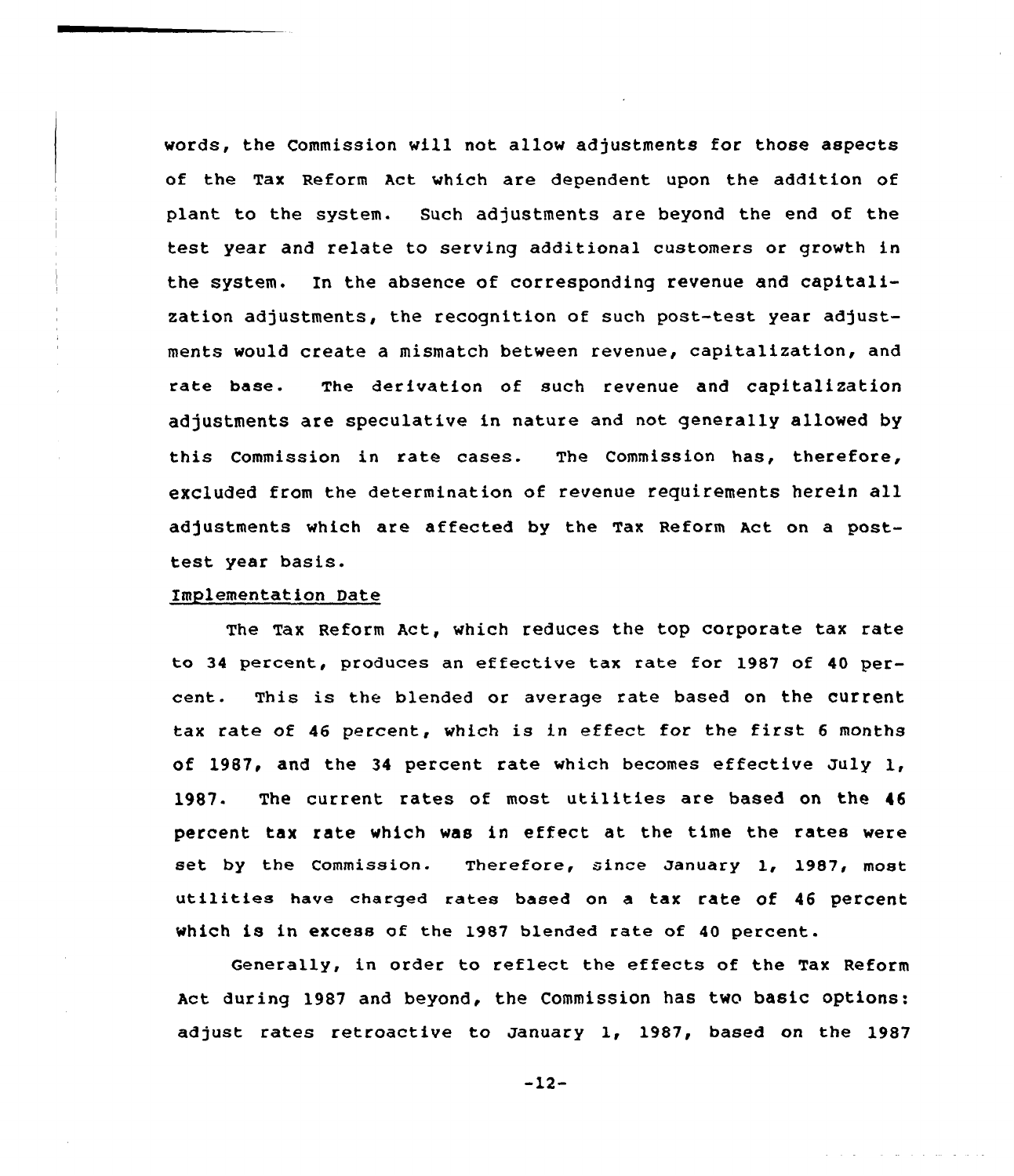words, the Commission will not allow adjustments for those aspects of the Tax Reform Act which are dependent upon the addition of plant to the system. Such adjustments are beyond the end of the test year and relate to serving additional customers or growth in the system. In the absence of corresponding revenue and capitalization adjustments, the recognition of such post-test year adjustments would create a mismatch between revenue, capitalization, and rate base. The derivation of such revenue and capitalization adjustments are speculative in nature and not generally allowed by this Commission in rate cases. The Commission has, therefore, excluded from the determination of revenue requirements herein all adjustments which are affected by the Tax Reform Act on a post-test year basis.

Implementation Date

The Tax Reform Act, which reduces the top corporate tax rate to 34 percent, produces an effective tax rate for 1987 of 40 percent. This is the blended or average rate based on the current tax rate of 46 percent, which is in effect for the first 6 months of 1987, and the 34 percent rate which becomes effective July 1, 1987. The current rates of most utilities are based on the 46 percent tax rate which was in effect at the time the rates were set by the Commission. Therefore, since January 1, 1987, most utilities have charged rates based on a tax rate of 46 percent which is in excess of the 1987 blended rate of 40 percent.

Generally, in order to reflect the effects of the Tax Reform Act during 1987 and beyond, the Commission has two basic options: adjust rates retroactive to January 1, 1987, based on the 1987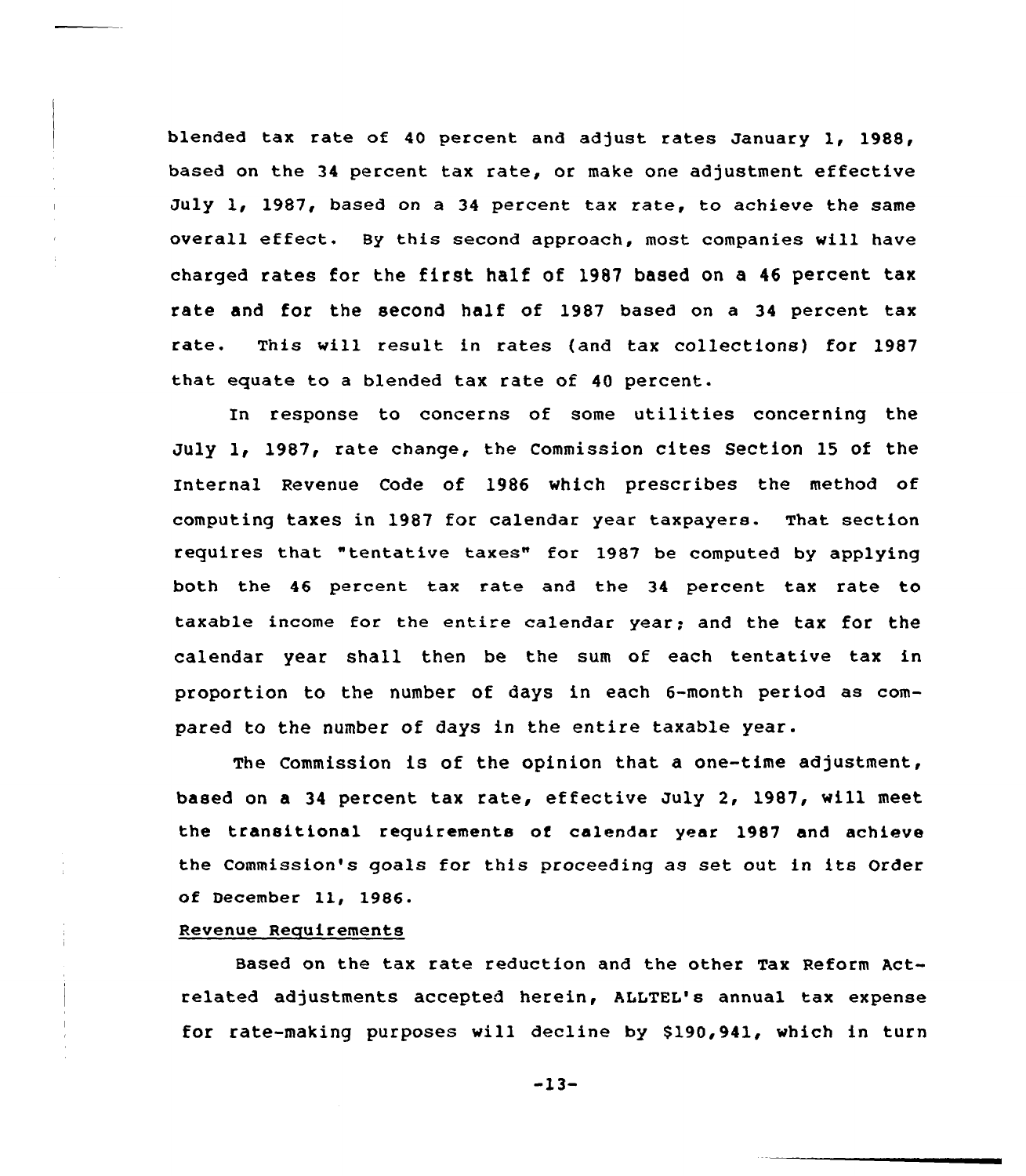blended tax rate of 40 percent and adjust rates January 1, 1988, based on the 34 percent tax rate, or make one adjustment effective July 1, 1987, based on a 34 percent tax rate, to achieve the same overall effect. By this second approach, most companies will have charged rates for the first half of 1987 based on a 46 percent tax rate and for the second half of 1987 based on a 34 percent tax rate. This will result in rates (and tax collections) for 1987 that equate to a blended tax rate of 40 percent.

In response to concerns of some utilities concerning the July 1, 1987, rate change, the Commission cites Section 15 of the Internal Revenue Code of 1986 which prescribes the method of computing taxes in 1987 for calendar year taxpayers. That section requires that "tentative taxes" for 1987 be computed by applying both the 46 percent tax rate and the 34 percent tax rate to taxable income for the entire calendar year; and the tax for the calendar year shall then be the sum of each tentative tax in proportion to the number of days in each 6-month period as compared to the number of days in the entire taxable year.

The Commission is of the opinion that a one-time adjustment, based on a 34 percent tax rate, effective July 2, 1987, will meet the transitional requirements of calendar year 1987 and achieve the Commission's goals for this proceeding as set out in its Order of December 11, 1986.

Revenue Requirements

Based on the tax rate reduction and the other Tax Reform Act-related adjustments accepted herein, ALLTEL's annual tax expense for rate-making purposes will decline by $190,941, which in turn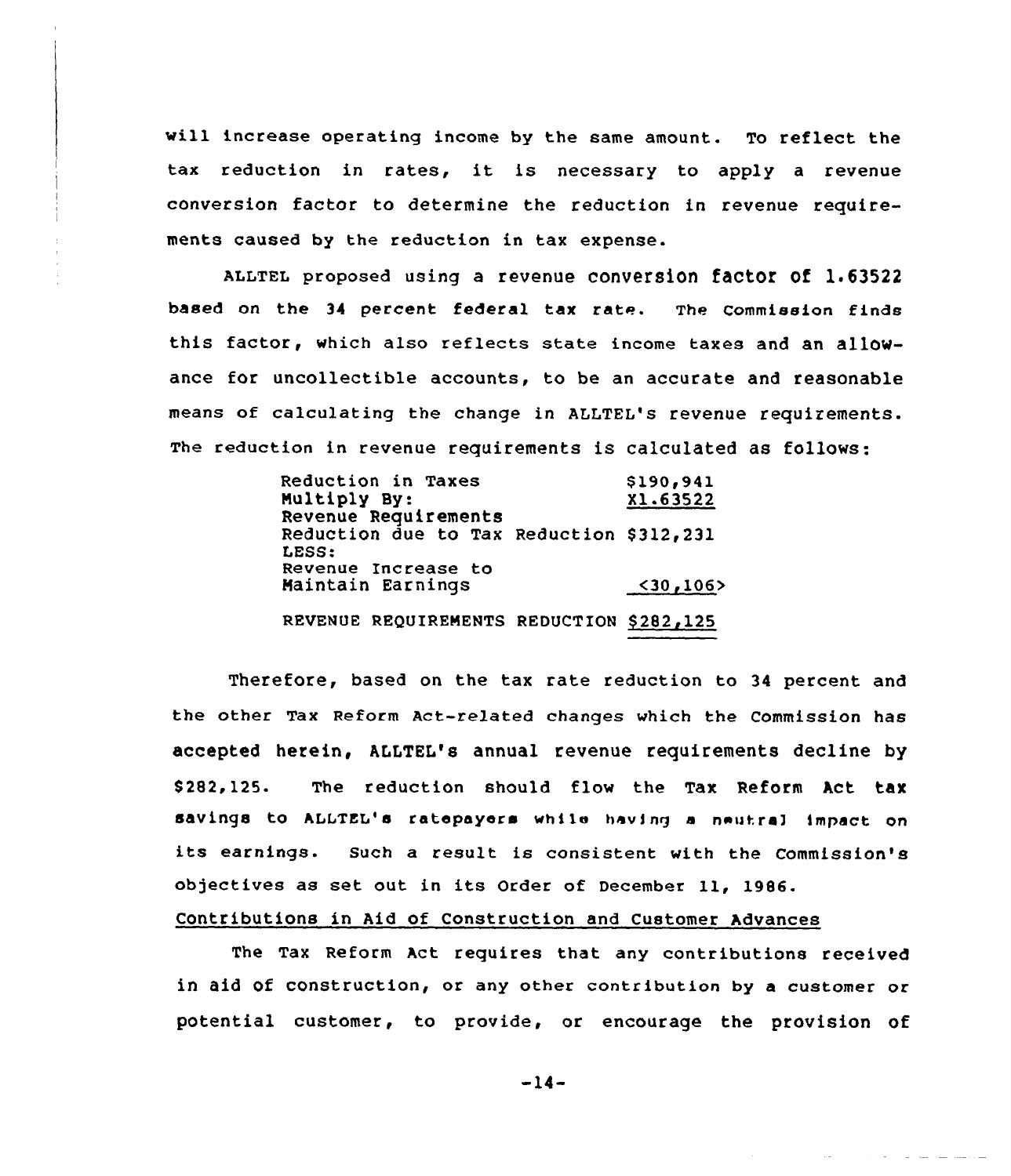will increase operating income by the same amount. To reflect the tax reduction in rates, it is necessary to apply a revenue conversion factor to determine the reduction in revenue requirements caused by the reduction in tax expense.

ALLTEL proposed using a revenue conversion factor of 1.63522 based on the 34 percent federal tax rate. The Commission finds this factor, which also reflects state income taxes and an allowance for uncollectible accounts, to be an accurate and reasonable means of calculating the change in ALLTEL's revenue requirements. The reduction in revenue requirements is calculated as follows:

| | |
|---|---|
| Reduction in Taxes | $190,941 |
| Multiply By: | X1.63522 |
| Revenue Requirements Reduction due to Tax Reduction | $312,231 |
| LESS: | |
| Revenue Increase to Maintain Earnings | <30,106> |
| REVENUE REQUIREMENTS REDUCTION | $282,125 |

Therefore, based on the tax rate reduction to 34 percent and the other Tax Reform Act-related changes which the Commission has accepted herein, ALLTEL's annual revenue requirements decline by $282,125. The reduction should flow the Tax Reform Act tax savings to ALLTEL's ratepayers while having a neutral impact on its earnings. Such a result is consistent with the Commission's objectives as set out in its Order of December 11, 1986.

Contributions in Aid of Construction and Customer Advances

The Tax Reform Act requires that any contributions received in aid of construction, or any other contribution by a customer or potential customer, to provide, or encourage the provision of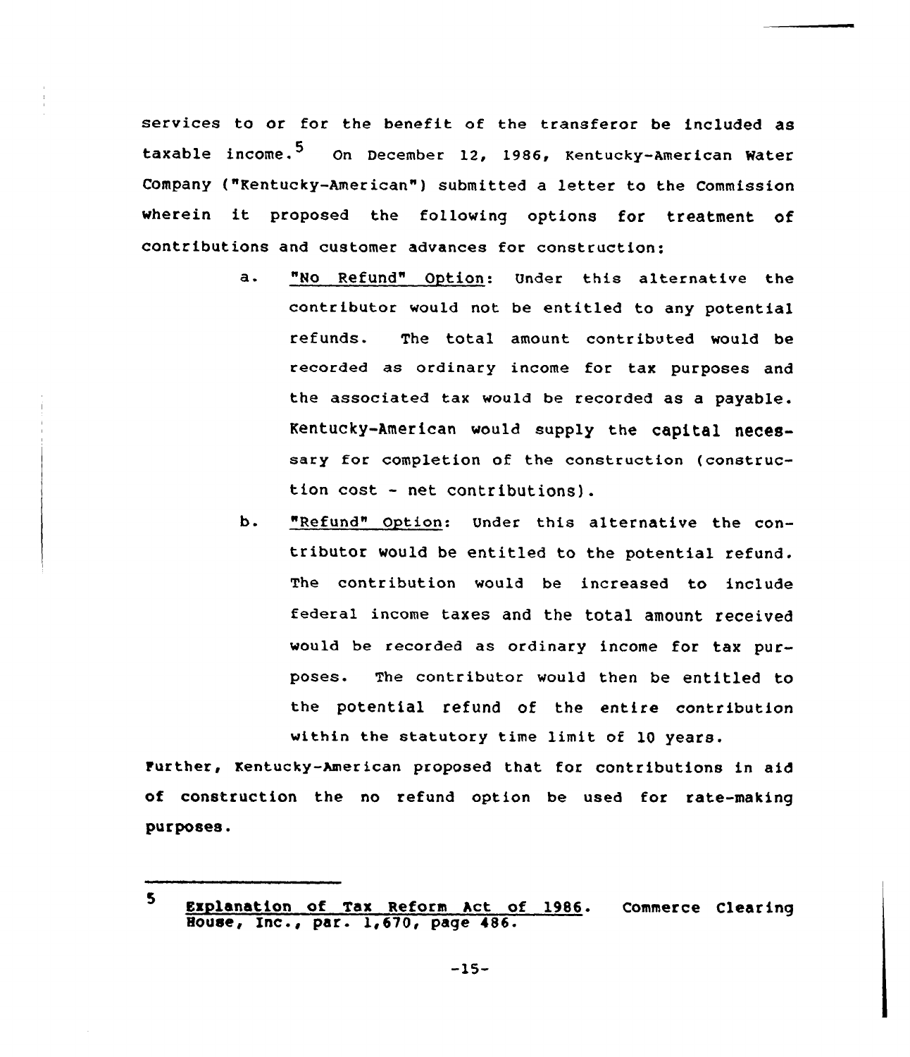services to or for the benefit of the transferor be included as taxable income.[5] On December 12, 1986, Kentucky-American Water Company ("Kentucky-American") submitted a letter to the Commission wherein it proposed the following options for treatment of contributions and customer advances for construction:

a. "No Refund" Option: Under this alternative the contributor would not be entitled to any potential refunds. The total amount contributed would be recorded as ordinary income for tax purposes and the associated tax would be recorded as a payable. Kentucky-American would supply the capital necessary for completion of the construction (construction cost - net contributions).

b. "Refund" Option: Under this alternative the contributor would be entitled to the potential refund. The contribution would be increased to include federal income taxes and the total amount received would be recorded as ordinary income for tax purposes. The contributor would then be entitled to the potential refund of the entire contribution within the statutory time limit of 10 years.

Further, Kentucky-American proposed that for contributions in aid of construction the no refund option be used for rate-making purposes.

---

[5] Explanation of Tax Reform Act of 1986. Commerce Clearing House, Inc., par. 1,670, page 486.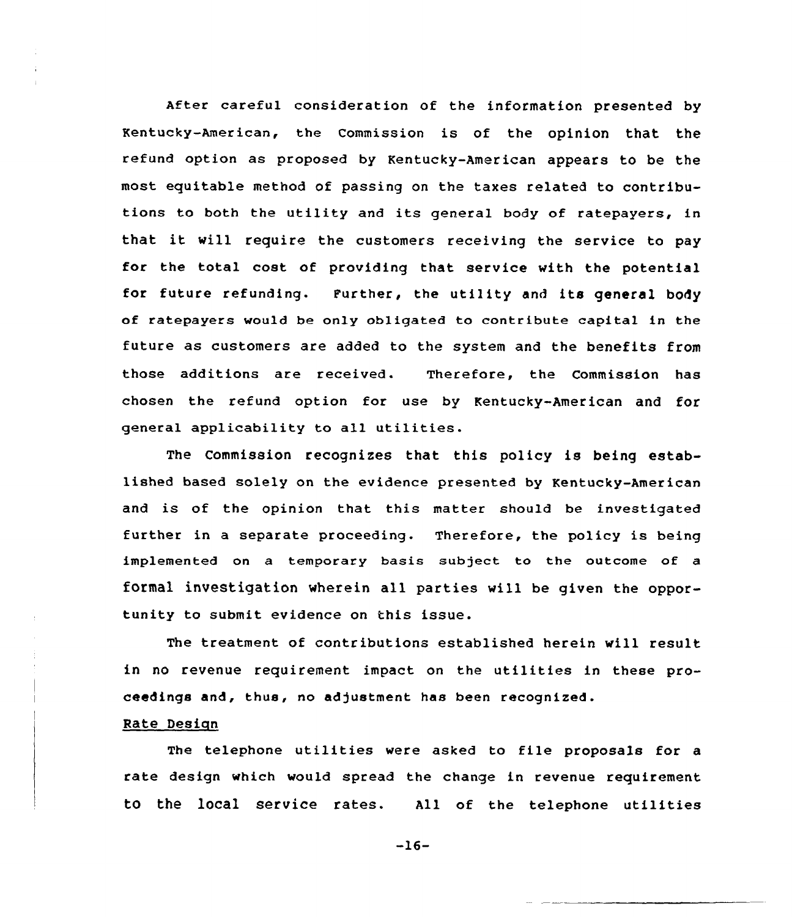After careful consideration of the information presented by Kentucky-American, the Commission is of the opinion that the refund option as proposed by Kentucky-American appears to be the most equitable method of passing on the taxes related to contributions to both the utility and its general body of ratepayers, in that it will require the customers receiving the service to pay for the total cost of providing that service with the potential for future refunding. Further, the utility and its general body of ratepayers would be only obligated to contribute capital in the future as customers are added to the system and the benefits from those additions are received. Therefore, the Commission has chosen the refund option for use by Kentucky-American and for general applicability to all utilities.

The Commission recognizes that this policy is being established based solely on the evidence presented by Kentucky-American and is of the opinion that this matter should be investigated further in a separate proceeding. Therefore, the policy is being implemented on a temporary basis subject to the outcome of a formal investigation wherein all parties will be given the opportunity to submit evidence on this issue.

The treatment of contributions established herein will result in no revenue requirement impact on the utilities in these proceedings and, thus, no adjustment has been recognized.

Rate Design

The telephone utilities were asked to file proposals for a rate design which would spread the change in revenue requirement to the local service rates. All of the telephone utilities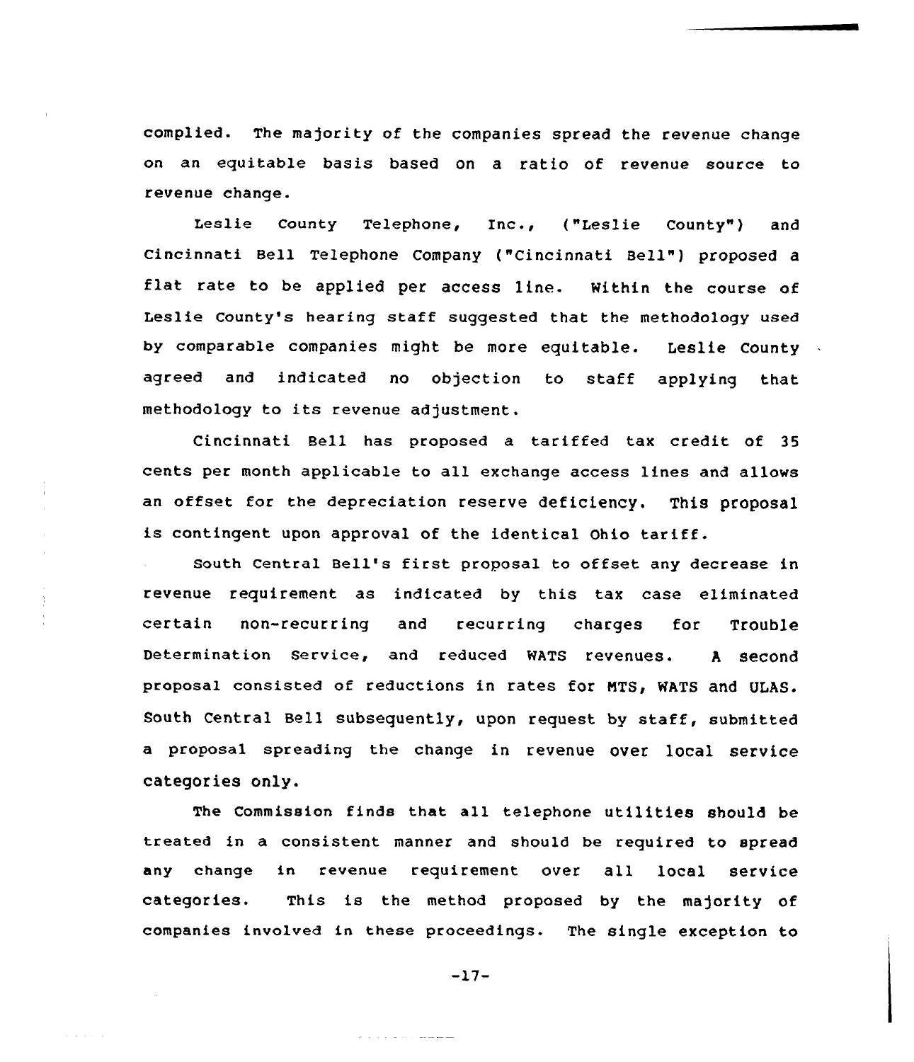complied. The majority of the companies spread the revenue change on an equitable basis based on a ratio of revenue source to revenue change.

Leslie County Telephone, Inc., ("Leslie County") and Cincinnati Bell Telephone Company ("Cincinnati Bell") proposed a flat rate to be applied per access line. Within the course of Leslie County's hearing staff suggested that the methodology used by comparable companies might be more equitable. Leslie County agreed and indicated no objection to staff applying that methodology to its revenue adjustment.

Cincinnati Bell has proposed a tariffed tax credit of 35 cents per month applicable to all exchange access lines and allows an offset for the depreciation reserve deficiency. This proposal is contingent upon approval of the identical Ohio tariff.

South Central Bell's first proposal to offset any decrease in revenue requirement as indicated by this tax case eliminated certain non-recurring and recurring charges for Trouble Determination Service, and reduced WATS revenues. A second proposal consisted of reductions in rates for MTS, WATS and ULAS. South Central Bell subsequently, upon request by staff, submitted a proposal spreading the change in revenue over local service categories only.

The Commission finds that all telephone utilities should be treated in a consistent manner and should be required to spread any change in revenue requirement over all local service categories. This is the method proposed by the majority of companies involved in these proceedings. The single exception to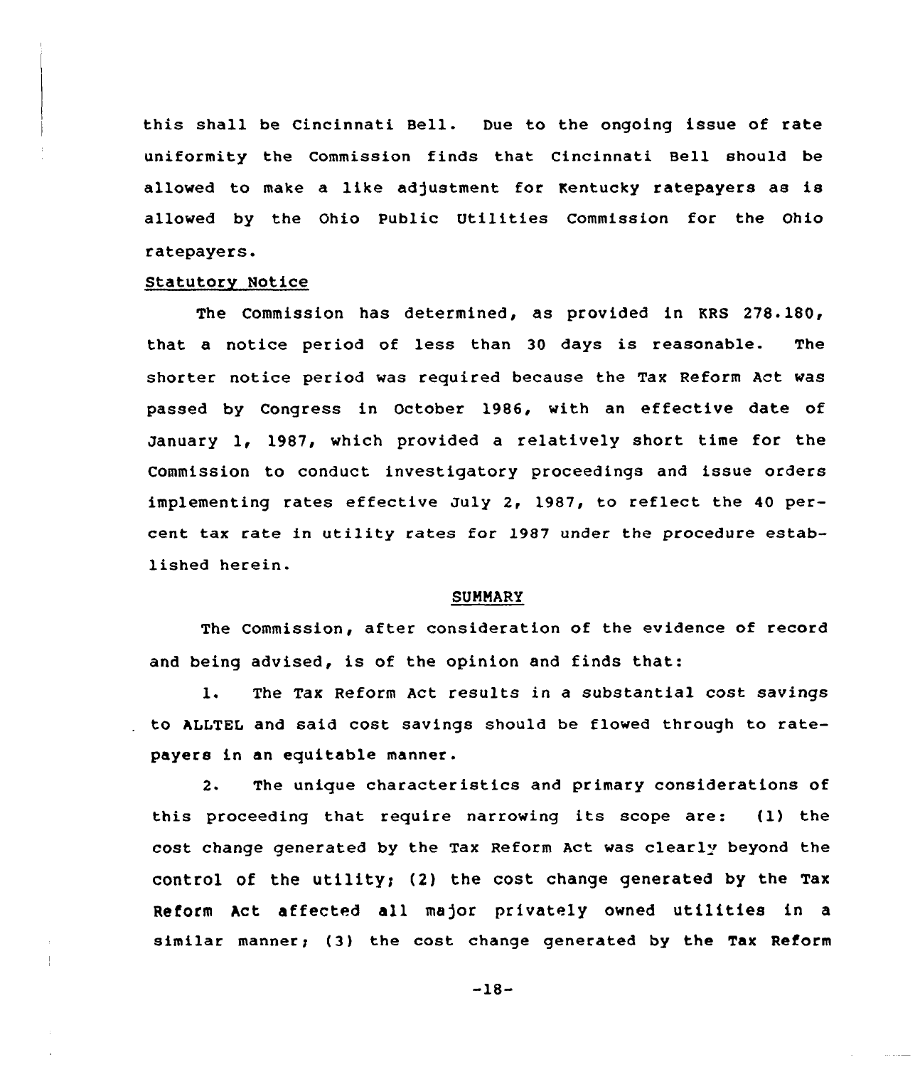this shall be Cincinnati Bell. Due to the ongoing issue of rate uniformity the Commission finds that Cincinnati Bell should be allowed to make a like adjustment for Kentucky ratepayers as is allowed by the Ohio Public Utilities Commission for the Ohio ratepayers.

Statutory Notice

The Commission has determined, as provided in KRS 278.180, that a notice period of less than 30 days is reasonable. The shorter notice period was required because the Tax Reform Act was passed by Congress in October 1986, with an effective date of January 1, 1987, which provided a relatively short time for the Commission to conduct investigatory proceedings and issue orders implementing rates effective July 2, 1987, to reflect the 40 percent tax rate in utility rates for 1987 under the procedure established herein.

## SUMMARY

The Commission, after consideration of the evidence of record and being advised, is of the opinion and finds that:

1. The Tax Reform Act results in a substantial cost savings to ALLTEL and said cost savings should be flowed through to ratepayers in an equitable manner.

2. The unique characteristics and primary considerations of this proceeding that require narrowing its scope are: (1) the cost change generated by the Tax Reform Act was clearly beyond the control of the utility; (2) the cost change generated by the Tax Reform Act affected all major privately owned utilities in a similar manner; (3) the cost change generated by the Tax Reform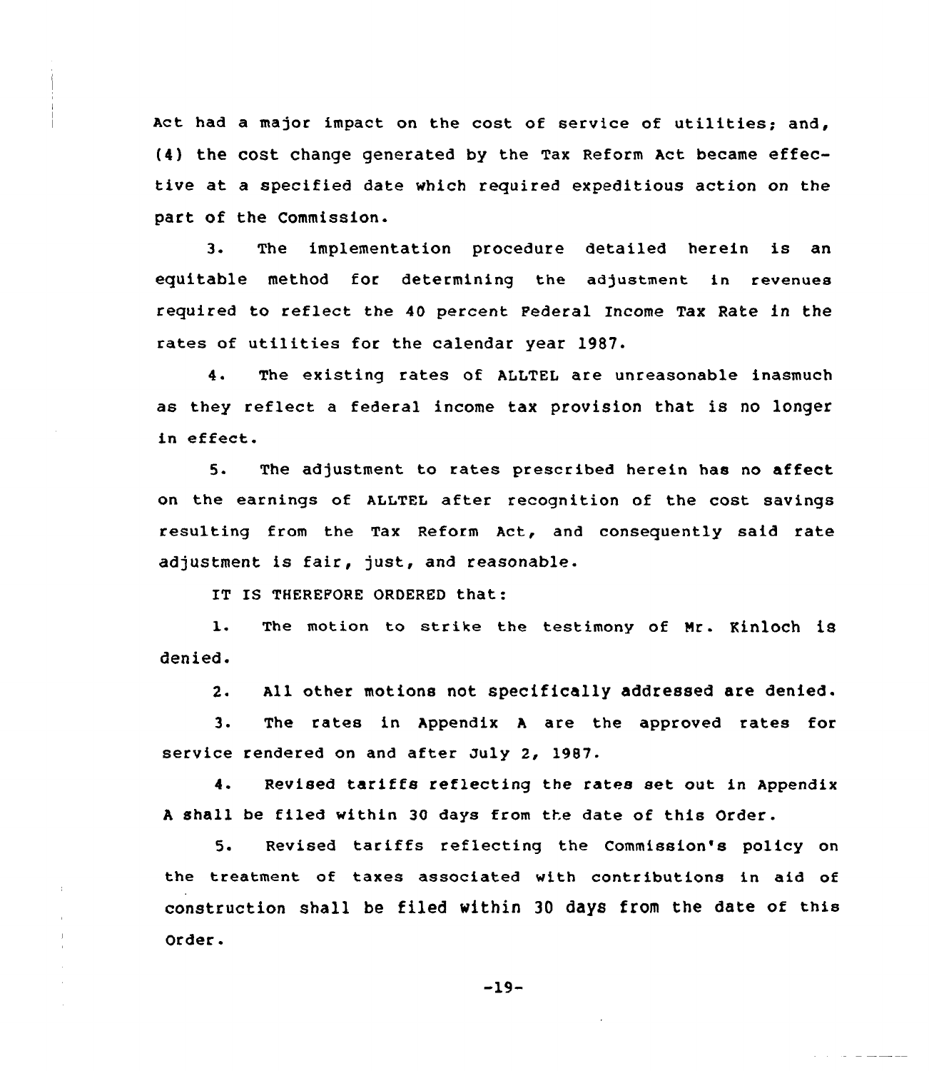Act had a major impact on the cost of service of utilities; and, (4) the cost change generated by the Tax Reform Act became effective at a specified date which required expeditious action on the part of the Commission.

3. The implementation procedure detailed herein is an equitable method for determining the adjustment in revenues required to reflect the 40 percent Federal Income Tax Rate in the rates of utilities for the calendar year 1987.

4. The existing rates of ALLTEL are unreasonable inasmuch as they reflect a federal income tax provision that is no longer in effect.

5. The adjustment to rates prescribed herein has no affect on the earnings of ALLTEL after recognition of the cost savings resulting from the Tax Reform Act, and consequently said rate adjustment is fair, just, and reasonable.

IT IS THEREFORE ORDERED that:

1. The motion to strike the testimony of Mr. Kinloch is denied.

2. All other motions not specifically addressed are denied.

3. The rates in Appendix A are the approved rates for service rendered on and after July 2, 1987.

4. Revised tariffs reflecting the rates set out in Appendix A shall be filed within 30 days from the date of this Order.

5. Revised tariffs reflecting the Commission's policy on the treatment of taxes associated with contributions in aid of construction shall be filed within 30 days from the date of this Order.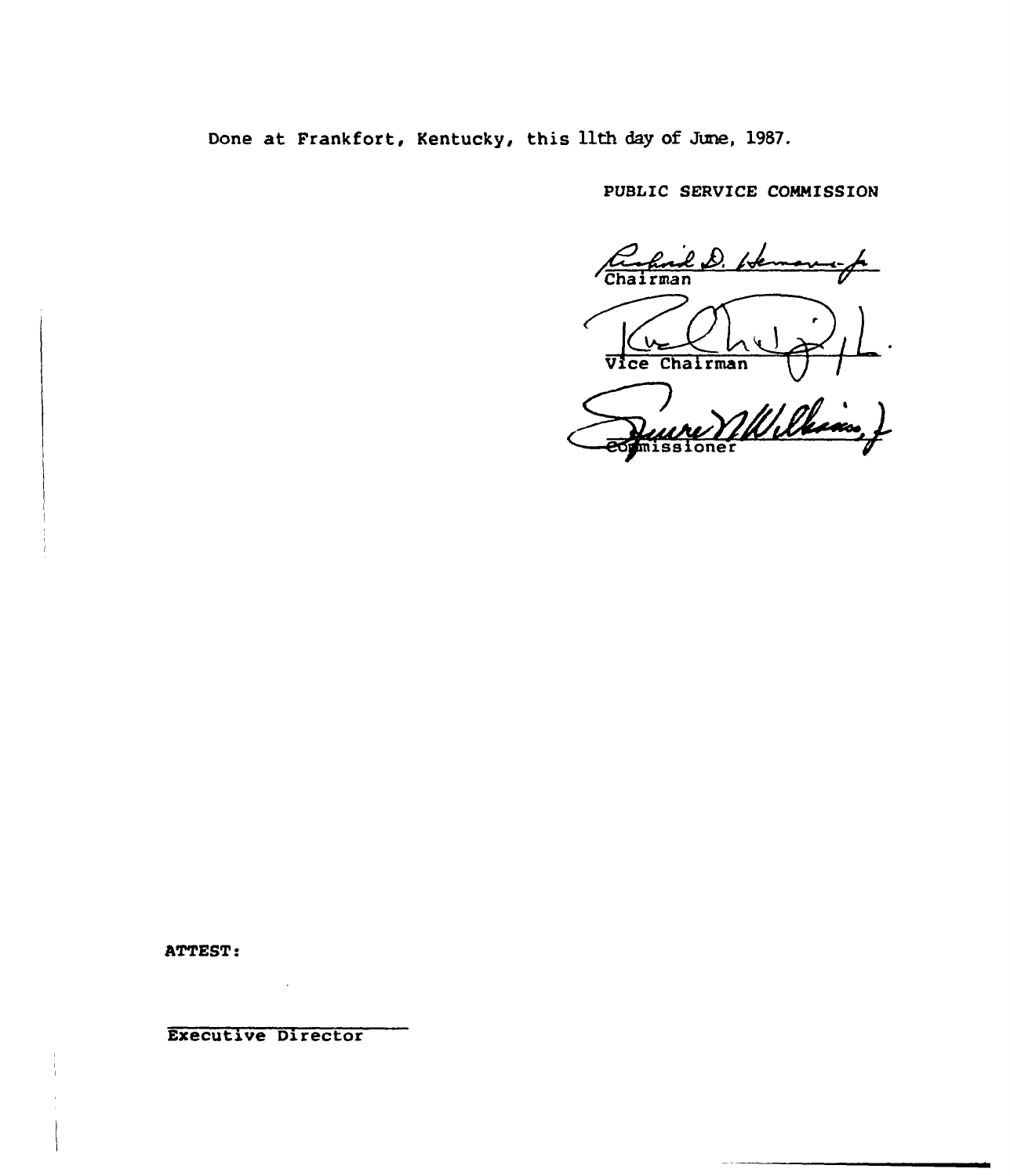Done at Frankfort, Kentucky, this 11th day of June, 1987.

PUBLIC SERVICE COMMISSION

Chairman

Vice Chairman

Commissioner

ATTEST:

Executive Director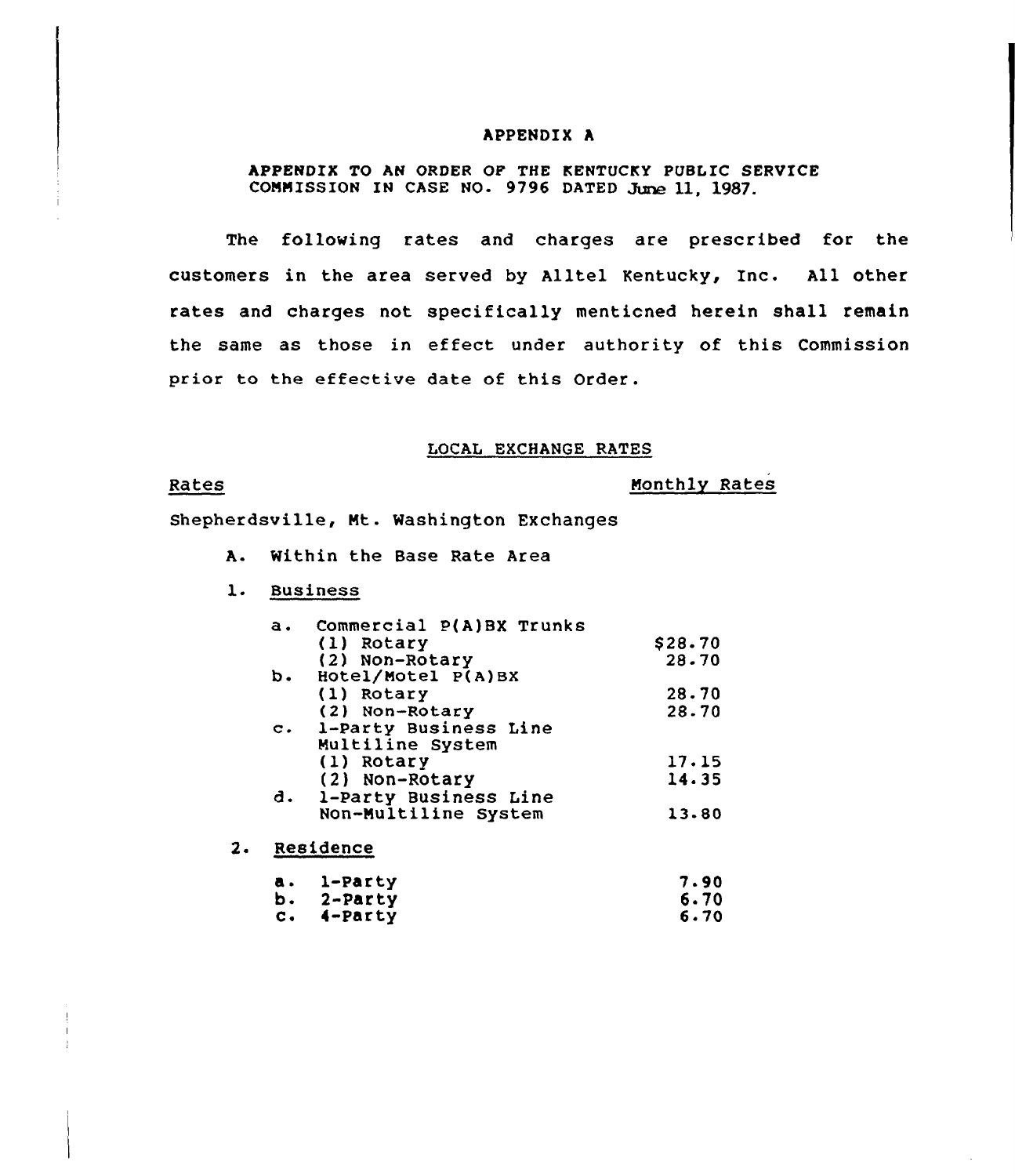# APPENDIX A

APPENDIX TO AN ORDER OF THE KENTUCKY PUBLIC SERVICE COMMISSION IN CASE NO. 9796 DATED June 11, 1987.

The following rates and charges are prescribed for the customers in the area served by Alltel Kentucky, Inc. All other rates and charges not specifically menticned herein shall remain the same as those in effect under authority of this Commission prior to the effective date of this Order.

## LOCAL EXCHANGE RATES

| Rates | Monthly Rates |
|---|---|
| Shepherdsville, Mt. Washington Exchanges | |
| A. Within the Base Rate Area | |
| 1. Business | |
| a. Commercial P(A)BX Trunks | |
| (1) Rotary | $28.70 |
| (2) Non-Rotary | 28.70 |
| b. Hotel/Motel P(A)BX | |
| (1) Rotary | 28.70 |
| (2) Non-Rotary | 28.70 |
| c. 1-Party Business Line Multiline System | |
| (1) Rotary | 17.15 |
| (2) Non-Rotary | 14.35 |
| d. 1-Party Business Line Non-Multiline System | 13.80 |
| 2. Residence | |
| a. 1-Party | 7.90 |
| b. 2-Party | 6.70 |
| c. 4-Party | 6.70 |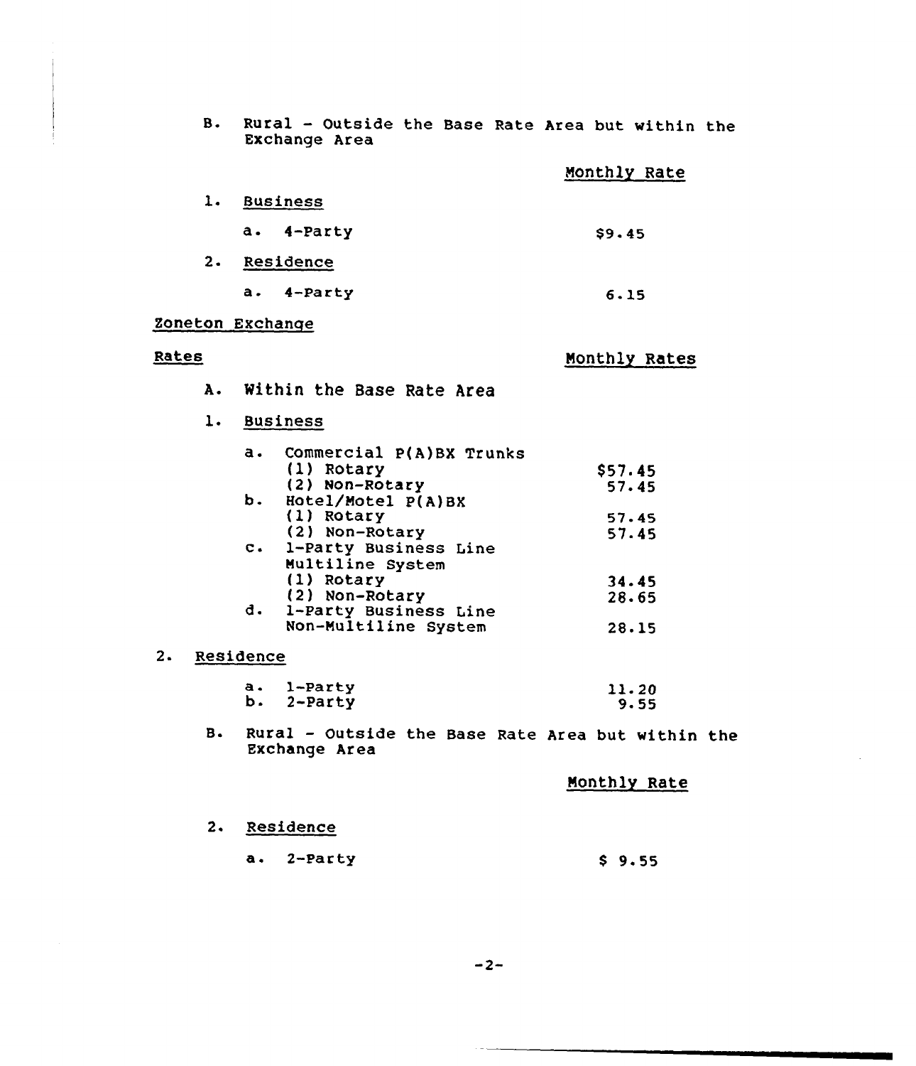B. Rural - Outside the Base Rate Area but within the Exchange Area

| | Monthly Rate |
|---|---|
| 1. Business | |
| a. 4-Party | $9.45 |
| 2. Residence | |
| a. 4-Party | 6.15 |

Zoneton Exchange

| Rates | Monthly Rates |
|---|---|
| A. Within the Base Rate Area | |
| 1. Business | |
| a. Commercial P(A)BX Trunks | |
| (1) Rotary | $57.45 |
| (2) Non-Rotary | 57.45 |
| b. Hotel/Motel P(A)BX | |
| (1) Rotary | 57.45 |
| (2) Non-Rotary | 57.45 |
| c. 1-Party Business Line Multiline System | |
| (1) Rotary | 34.45 |
| (2) Non-Rotary | 28.65 |
| d. 1-Party Business Line Non-Multiline System | 28.15 |
| 2. Residence | |
| a. 1-Party | 11.20 |
| b. 2-Party | 9.55 |

B. Rural - Outside the Base Rate Area but within the Exchange Area

| | Monthly Rate |
|---|---|
| 2. Residence | |
| a. 2-Party | $ 9.55 |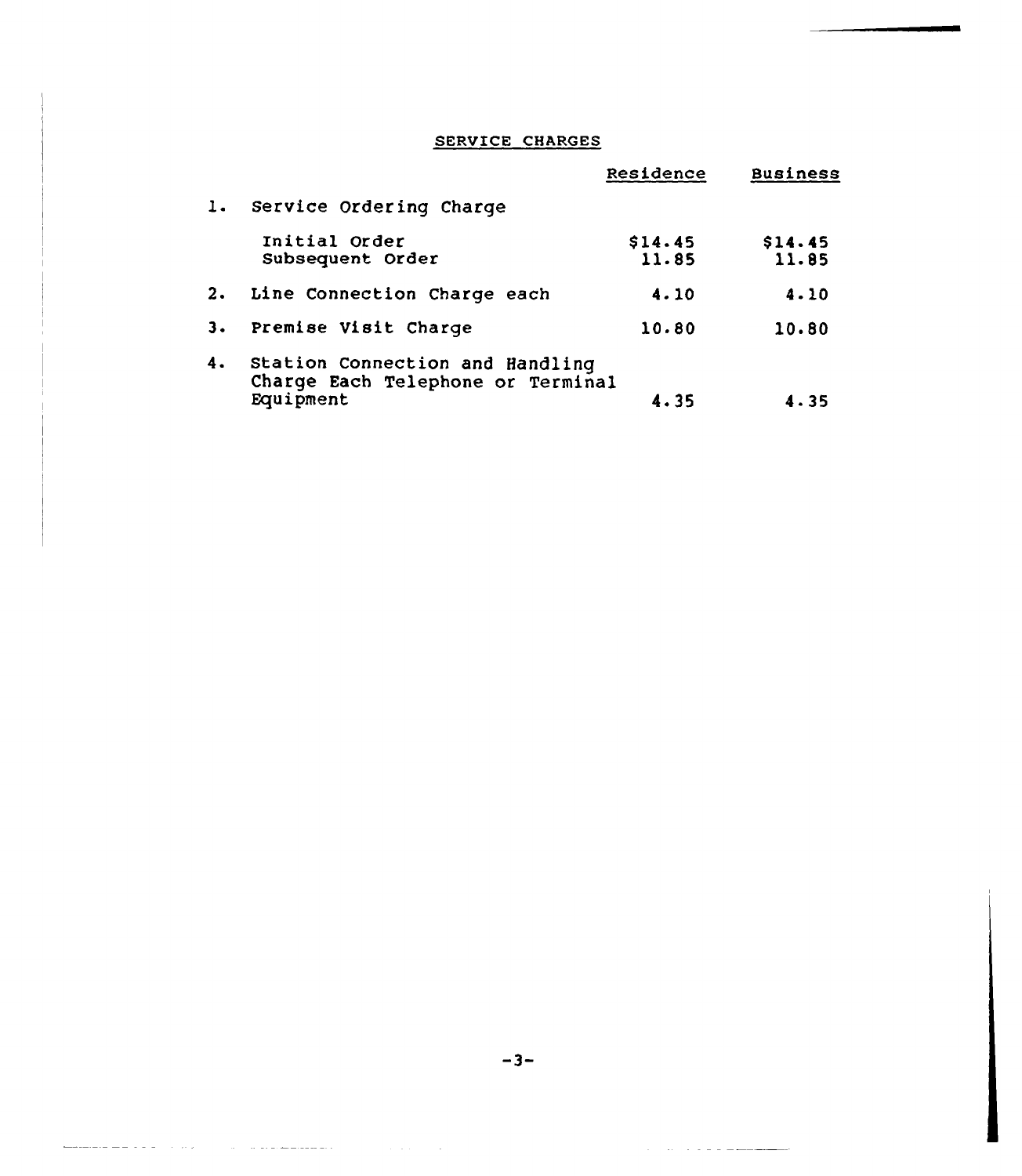## SERVICE CHARGES

| | | Residence | Business |
|---|---|---|---|
| 1. | Service Ordering Charge | | |
| | Initial Order | $14.45 | $14.45 |
| | Subsequent Order | 11.85 | 11.85 |
| 2. | Line Connection Charge each | 4.10 | 4.10 |
| 3. | Premise Visit Charge | 10.80 | 10.80 |
| 4. | Station Connection and Handling Charge Each Telephone or Terminal Equipment | 4.35 | 4.35 |